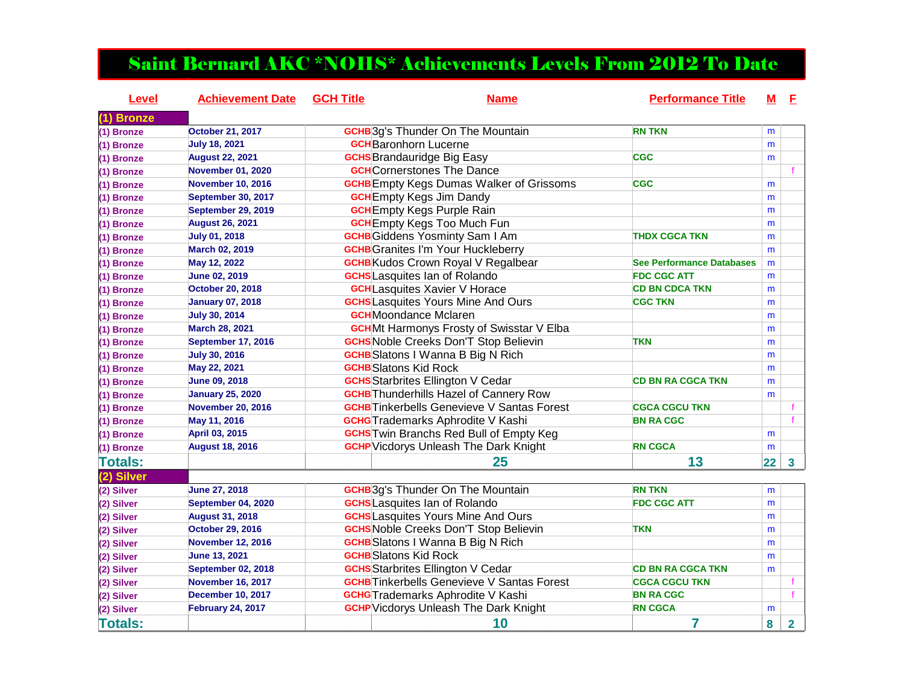# Saint Bernard AKC *NOHS* Achievements Levels From 2012 To Date

| Level | Achievement Date | GCH Title | Name | Performance Title | M | F |
|---|---|---|---|---|---|---|
| (1) Bronze | | | | | | |
| (1) Bronze | October 21, 2017 | GCHB | 3g's Thunder On The Mountain | RN TKN | m | |
| (1) Bronze | July 18, 2021 | GCH | Baronhorn Lucerne | | m | |
| (1) Bronze | August 22, 2021 | GCHS | Brandauridge Big Easy | CGC | m | |
| (1) Bronze | November 01, 2020 | GCH | Cornerstones The Dance | | | f |
| (1) Bronze | November 10, 2016 | GCHB | Empty Kegs Dumas Walker of Grissoms | CGC | m | |
| (1) Bronze | September 30, 2017 | GCH | Empty Kegs Jim Dandy | | m | |
| (1) Bronze | September 29, 2019 | GCH | Empty Kegs Purple Rain | | m | |
| (1) Bronze | August 26, 2021 | GCH | Empty Kegs Too Much Fun | | m | |
| (1) Bronze | July 01, 2018 | GCHB | Giddens Yosminty Sam I Am | THDX CGCA TKN | m | |
| (1) Bronze | March 02, 2019 | GCHB | Granites I'm Your Huckleberry | | m | |
| (1) Bronze | May 12, 2022 | GCHB | Kudos Crown Royal V Regalbear | See Performance Databases | m | |
| (1) Bronze | June 02, 2019 | GCHS | Lasquites Ian of Rolando | FDC CGC ATT | m | |
| (1) Bronze | October 20, 2018 | GCH | Lasquites Xavier V Horace | CD BN CDCA TKN | m | |
| (1) Bronze | January 07, 2018 | GCHS | Lasquites Yours Mine And Ours | CGC TKN | m | |
| (1) Bronze | July 30, 2014 | GCH | Moondance Mclaren | | m | |
| (1) Bronze | March 28, 2021 | GCH | Mt Harmonys Frosty of Swisstar V Elba | | m | |
| (1) Bronze | September 17, 2016 | GCHS | Noble Creeks Don'T Stop Believin | TKN | m | |
| (1) Bronze | July 30, 2016 | GCHB | Slatons I Wanna B Big N Rich | | m | |
| (1) Bronze | May 22, 2021 | GCHB | Slatons Kid Rock | | m | |
| (1) Bronze | June 09, 2018 | GCHS | Starbrites Ellington V Cedar | CD BN RA CGCA TKN | m | |
| (1) Bronze | January 25, 2020 | GCHB | Thunderhills Hazel of Cannery Row | | m | |
| (1) Bronze | November 20, 2016 | GCHB | Tinkerbells Genevieve V Santas Forest | CGCA CGCU TKN | | f |
| (1) Bronze | May 11, 2016 | GCHG | Trademarks Aphrodite V Kashi | BN RA CGC | | f |
| (1) Bronze | April 03, 2015 | GCHS | Twin Branchs Red Bull of Empty Keg | | m | |
| (1) Bronze | August 18, 2016 | GCHP | Vicdorys Unleash The Dark Knight | RN CGCA | m | |
| **Totals:** | | | **25** | **13** | **22** | **3** |
| (2) Silver | | | | | | |
| (2) Silver | June 27, 2018 | GCHB | 3g's Thunder On The Mountain | RN TKN | m | |
| (2) Silver | September 04, 2020 | GCHS | Lasquites Ian of Rolando | FDC CGC ATT | m | |
| (2) Silver | August 31, 2018 | GCHS | Lasquites Yours Mine And Ours | | m | |
| (2) Silver | October 29, 2016 | GCHS | Noble Creeks Don'T Stop Believin | TKN | m | |
| (2) Silver | November 12, 2016 | GCHB | Slatons I Wanna B Big N Rich | | m | |
| (2) Silver | June 13, 2021 | GCHB | Slatons Kid Rock | | m | |
| (2) Silver | September 02, 2018 | GCHS | Starbrites Ellington V Cedar | CD BN RA CGCA TKN | m | |
| (2) Silver | November 16, 2017 | GCHB | Tinkerbells Genevieve V Santas Forest | CGCA CGCU TKN | | f |
| (2) Silver | December 10, 2017 | GCHG | Trademarks Aphrodite V Kashi | BN RA CGC | | f |
| (2) Silver | February 24, 2017 | GCHP | Vicdorys Unleash The Dark Knight | RN CGCA | m | |
| **Totals:** | | | **10** | **7** | **8** | **2** |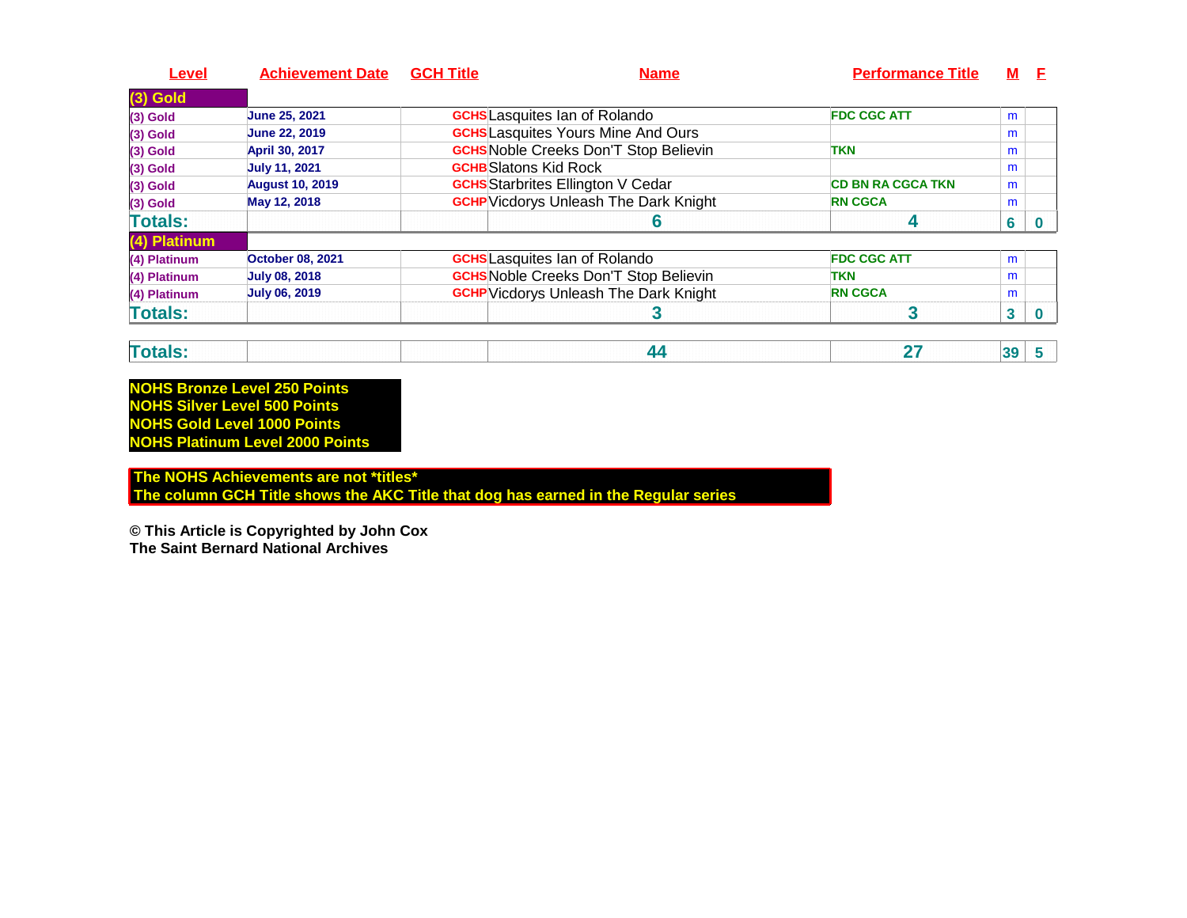| Level | Achievement Date | GCH Title | Name | Performance Title | M | F |
|---|---|---|---|---|---|---|
| **(3) Gold** | | | | | | |
| (3) Gold | June 25, 2021 | GCHS | Lasquites Ian of Rolando | FDC CGC ATT | m | |
| (3) Gold | June 22, 2019 | GCHS | Lasquites Yours Mine And Ours | | m | |
| (3) Gold | April 30, 2017 | GCHS | Noble Creeks Don'T Stop Believin | TKN | m | |
| (3) Gold | July 11, 2021 | GCHB | Slatons Kid Rock | | m | |
| (3) Gold | August 10, 2019 | GCHS | Starbrites Ellington V Cedar | CD BN RA CGCA TKN | m | |
| (3) Gold | May 12, 2018 | GCHP | Vicdorys Unleash The Dark Knight | RN CGCA | m | |
| **Totals:** | | | 6 | 4 | 6 | 0 |
| **(4) Platinum** | | | | | | |
| (4) Platinum | October 08, 2021 | GCHS | Lasquites Ian of Rolando | FDC CGC ATT | m | |
| (4) Platinum | July 08, 2018 | GCHS | Noble Creeks Don'T Stop Believin | TKN | m | |
| (4) Platinum | July 06, 2019 | GCHP | Vicdorys Unleash The Dark Knight | RN CGCA | m | |
| **Totals:** | | | 3 | 3 | 3 | 0 |
| **Totals:** | | | 44 | 27 | 39 | 5 |

**NOHS Bronze Level 250 Points**
**NOHS Silver Level 500 Points**
**NOHS Gold Level 1000 Points**
**NOHS Platinum Level 2000 Points**

**The NOHS Achievements are not *titles***
**The column GCH Title shows the AKC Title that dog has earned in the Regular series**

**© This Article is Copyrighted by John Cox**
**The Saint Bernard National Archives**